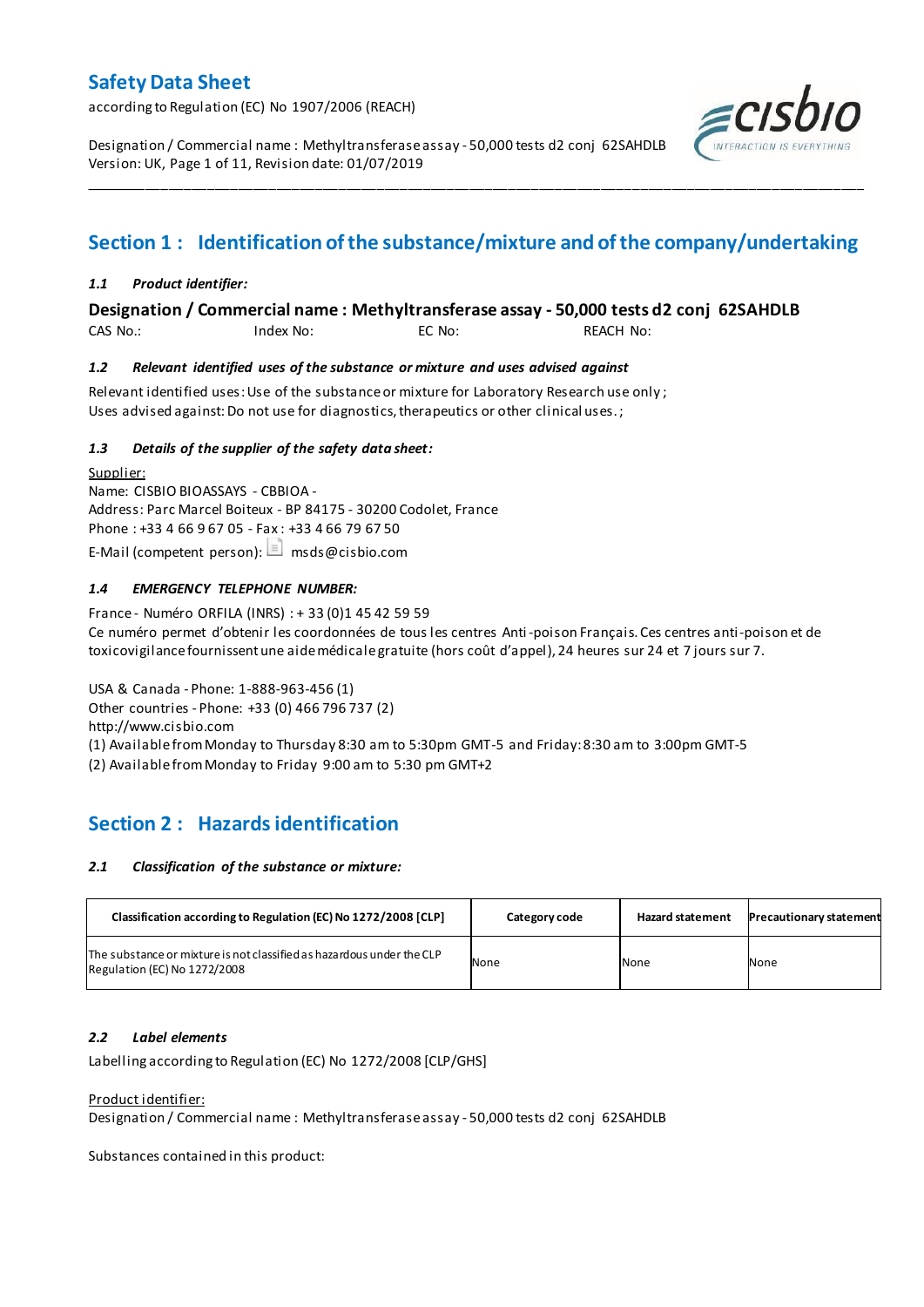# Safety Data Sheet

according to Regulation (EC) No 1907/2006 (REACH)

Designation / Commercial name : Methyltransferase assay - 50,000 tests d2 conj 62SAHDLB
Version: UK, Page 1 of 11, Revision date: 01/07/2019

## Section 1 : Identification of the substance/mixture and of the company/undertaking

### *1.1 Product identifier:*

**Designation / Commercial name : Methyltransferase assay - 50,000 tests d2 conj 62SAHDLB**

CAS No.: Index No: EC No: REACH No:

### *1.2 Relevant identified uses of the substance or mixture and uses advised against*

Relevant identified uses: Use of the substance or mixture for Laboratory Research use only ;
Uses advised against: Do not use for diagnostics, therapeutics or other clinical uses. ;

### *1.3 Details of the supplier of the safety data sheet:*

Supplier:
Name: CISBIO BIOASSAYS - CBBIOA -
Address: Parc Marcel Boiteux - BP 84175 - 30200 Codolet, France
Phone : +33 4 66 9 67 05 - Fax : +33 4 66 79 67 50
E-Mail (competent person): msds@cisbio.com

### *1.4 EMERGENCY TELEPHONE NUMBER:*

France - Numéro ORFILA (INRS) : + 33 (0)1 45 42 59 59
Ce numéro permet d'obtenir les coordonnées de tous les centres Anti-poison Français. Ces centres anti-poison et de toxicovigilance fournissent une aide médicale gratuite (hors coût d'appel), 24 heures sur 24 et 7 jours sur 7.

USA & Canada - Phone: 1-888-963-456 (1)
Other countries - Phone: +33 (0) 466 796 737 (2)
http://www.cisbio.com
(1) Available from Monday to Thursday 8:30 am to 5:30pm GMT-5 and Friday: 8:30 am to 3:00pm GMT-5
(2) Available from Monday to Friday 9:00 am to 5:30 pm GMT+2

## Section 2 : Hazards identification

### *2.1 Classification of the substance or mixture:*

| Classification according to Regulation (EC) No 1272/2008 [CLP] | Category code | Hazard statement | Precautionary statement |
|---|---|---|---|
| The substance or mixture is not classified as hazardous under the CLP Regulation (EC) No 1272/2008 | None | None | None |

### *2.2 Label elements*

Labelling according to Regulation (EC) No 1272/2008 [CLP/GHS]

Product identifier:
Designation / Commercial name : Methyltransferase assay - 50,000 tests d2 conj 62SAHDLB

Substances contained in this product: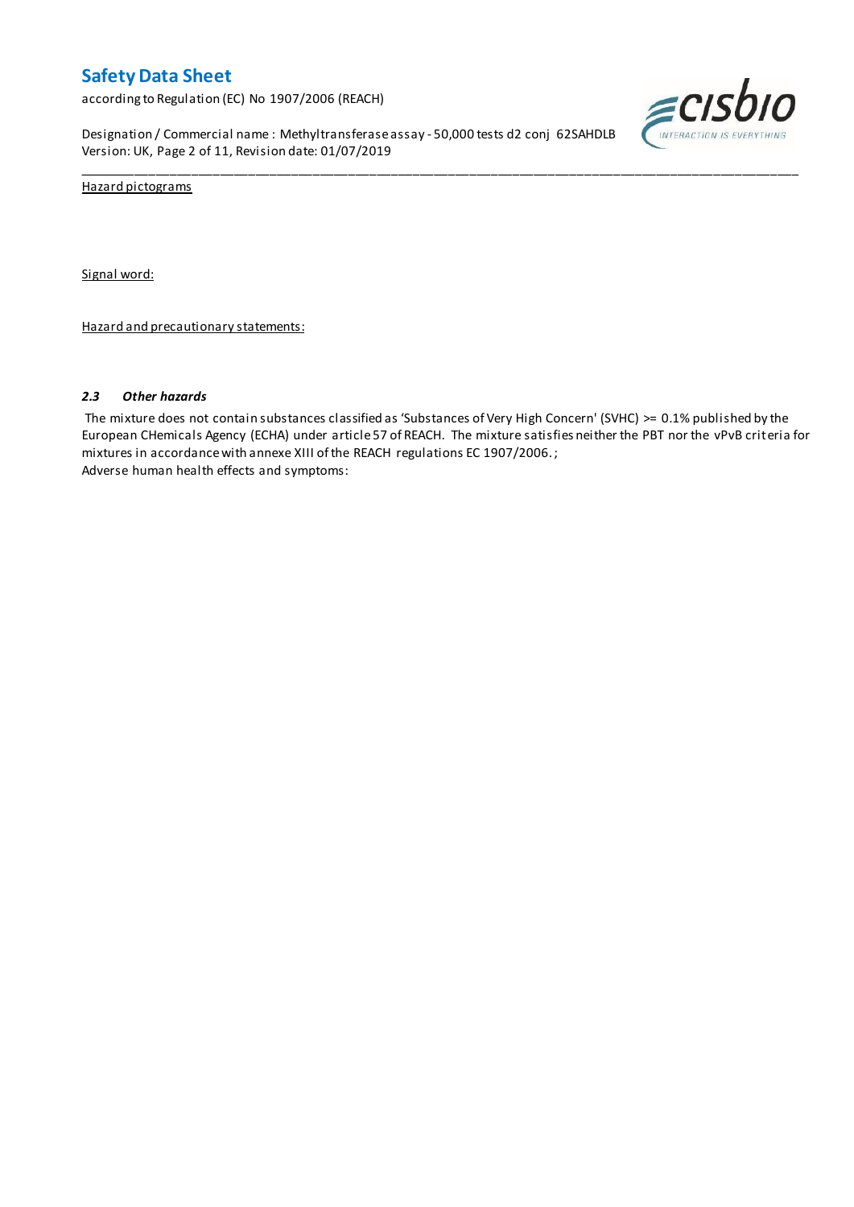Hazard pictograms

Signal word:

Hazard and precautionary statements:

### *2.3 Other hazards*

The mixture does not contain substances classified as 'Substances of Very High Concern' (SVHC) >= 0.1% published by the European CHemicals Agency (ECHA) under article 57 of REACH. The mixture satisfies neither the PBT nor the vPvB criteria for mixtures in accordance with annexe XIII of the REACH regulations EC 1907/2006. ;
Adverse human health effects and symptoms: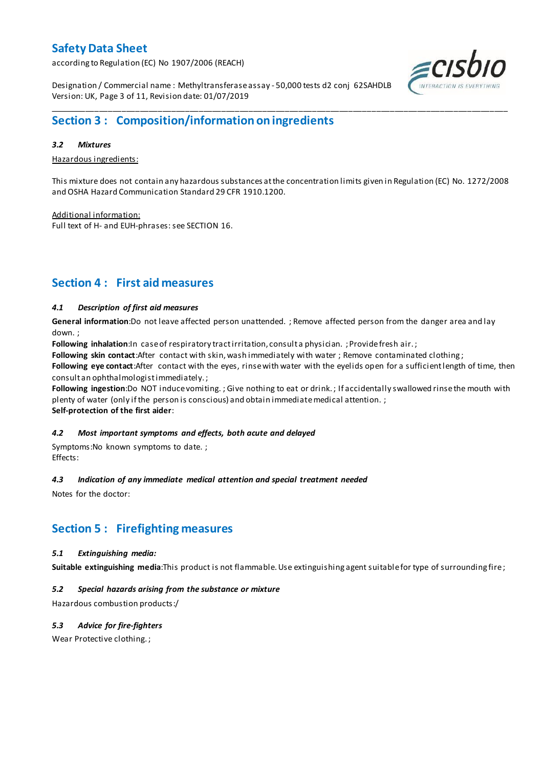## Section 3 : Composition/information on ingredients

### *3.2 Mixtures*

Hazardous ingredients:

This mixture does not contain any hazardous substances at the concentration limits given in Regulation (EC) No. 1272/2008 and OSHA Hazard Communication Standard 29 CFR 1910.1200.

Additional information:
Full text of H- and EUH-phrases: see SECTION 16.

## Section 4 : First aid measures

### *4.1 Description of first aid measures*

**General information**:Do not leave affected person unattended. ; Remove affected person from the danger area and lay down. ;
**Following inhalation**:In case of respiratory tract irritation, consult a physician. ; Provide fresh air. ;
**Following skin contact**:After contact with skin, wash immediately with water ; Remove contaminated clothing ;
**Following eye contact**:After contact with the eyes, rinse with water with the eyelids open for a sufficient length of time, then consult an ophthalmologist immediately. ;
**Following ingestion**:Do NOT induce vomiting. ; Give nothing to eat or drink. ; If accidentally swallowed rinse the mouth with plenty of water (only if the person is conscious) and obtain immediate medical attention. ;
**Self-protection of the first aider**:

### *4.2 Most important symptoms and effects, both acute and delayed*

Symptoms:No known symptoms to date. ;
Effects:

### *4.3 Indication of any immediate medical attention and special treatment needed*

Notes for the doctor:

## Section 5 : Firefighting measures

### *5.1 Extinguishing media:*

**Suitable extinguishing media**:This product is not flammable. Use extinguishing agent suitable for type of surrounding fire ;

### *5.2 Special hazards arising from the substance or mixture*

Hazardous combustion products:/

### *5.3 Advice for fire-fighters*

Wear Protective clothing. ;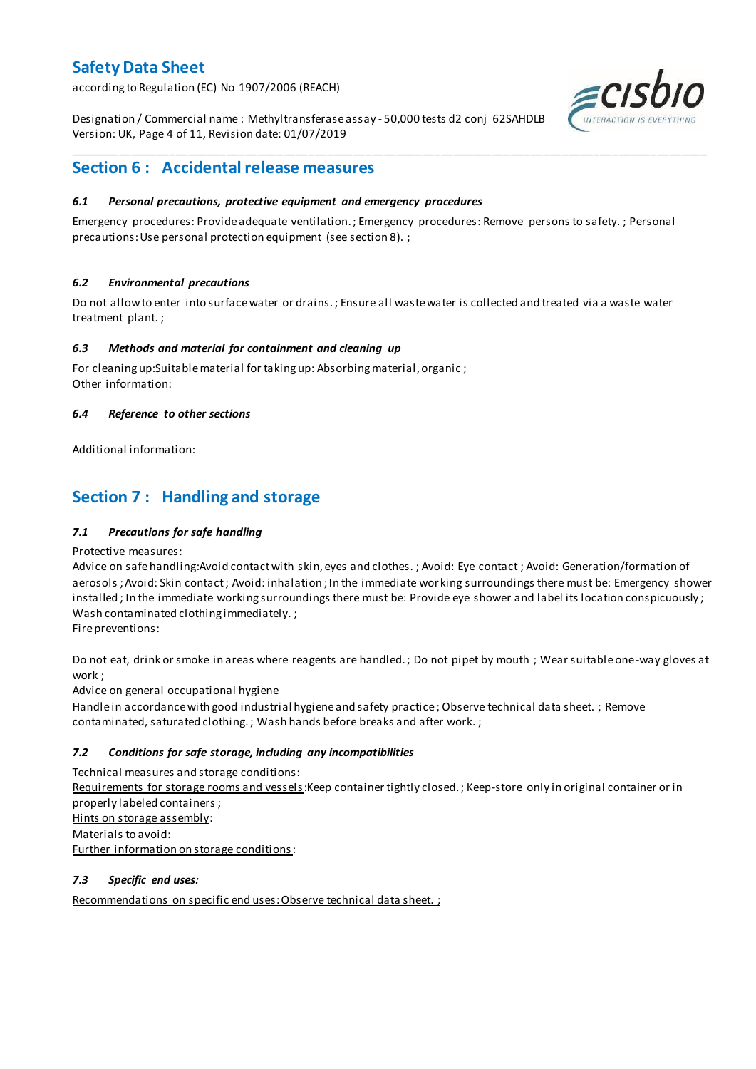## Section 6 : Accidental release measures

### *6.1 Personal precautions, protective equipment and emergency procedures*

Emergency procedures: Provide adequate ventilation. ; Emergency procedures: Remove persons to safety. ; Personal precautions: Use personal protection equipment (see section 8). ;

### *6.2 Environmental precautions*

Do not allow to enter into surface water or drains. ; Ensure all waste water is collected and treated via a waste water treatment plant. ;

### *6.3 Methods and material for containment and cleaning up*

For cleaning up:Suitable material for taking up: Absorbing material, organic ;
Other information:

### *6.4 Reference to other sections*

Additional information:

## Section 7 : Handling and storage

### *7.1 Precautions for safe handling*

Protective measures:
Advice on safe handling:Avoid contact with skin, eyes and clothes. ; Avoid: Eye contact ; Avoid: Generation/formation of aerosols ; Avoid: Skin contact ; Avoid: inhalation ; In the immediate working surroundings there must be: Emergency shower installed ; In the immediate working surroundings there must be: Provide eye shower and label its location conspicuously ; Wash contaminated clothing immediately. ;
Fire preventions:

Do not eat, drink or smoke in areas where reagents are handled. ; Do not pipet by mouth ; Wear suitable one-way gloves at work ;
Advice on general occupational hygiene
Handle in accordance with good industrial hygiene and safety practice ; Observe technical data sheet. ; Remove contaminated, saturated clothing. ; Wash hands before breaks and after work. ;

### *7.2 Conditions for safe storage, including any incompatibilities*

Technical measures and storage conditions:
Requirements for storage rooms and vessels:Keep container tightly closed. ; Keep-store only in original container or in properly labeled containers ;
Hints on storage assembly:
Materials to avoid:
Further information on storage conditions:

### *7.3 Specific end uses:*

Recommendations on specific end uses: Observe technical data sheet. ;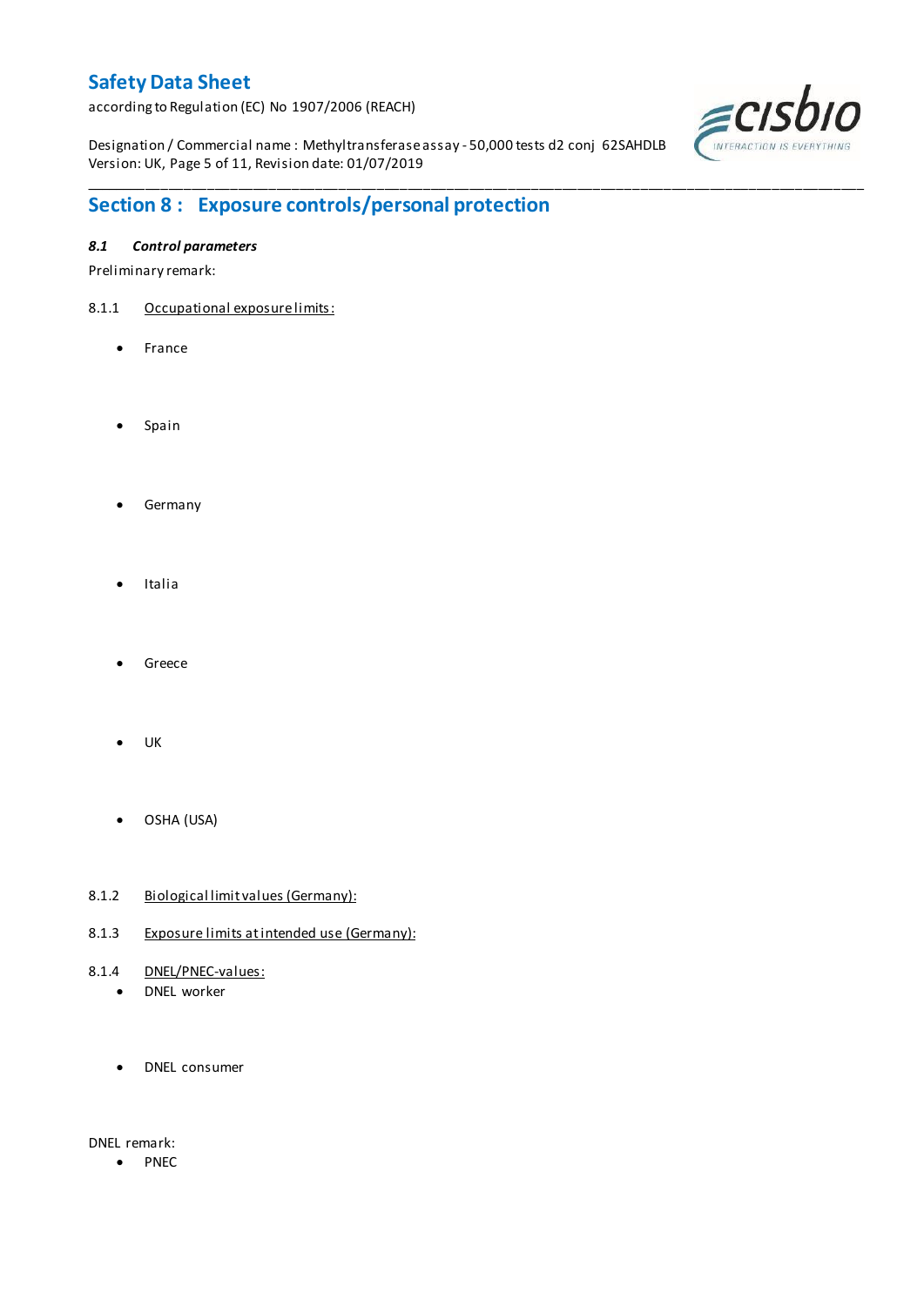## Section 8 : Exposure controls/personal protection

### *8.1 Control parameters*

Preliminary remark:

8.1.1 Occupational exposure limits:

- France
- Spain
- Germany
- Italia
- Greece
- UK
- OSHA (USA)

8.1.2 Biological limit values (Germany):

8.1.3 Exposure limits at intended use (Germany):

8.1.4 DNEL/PNEC-values:

- DNEL worker
- DNEL consumer

DNEL remark:

- PNEC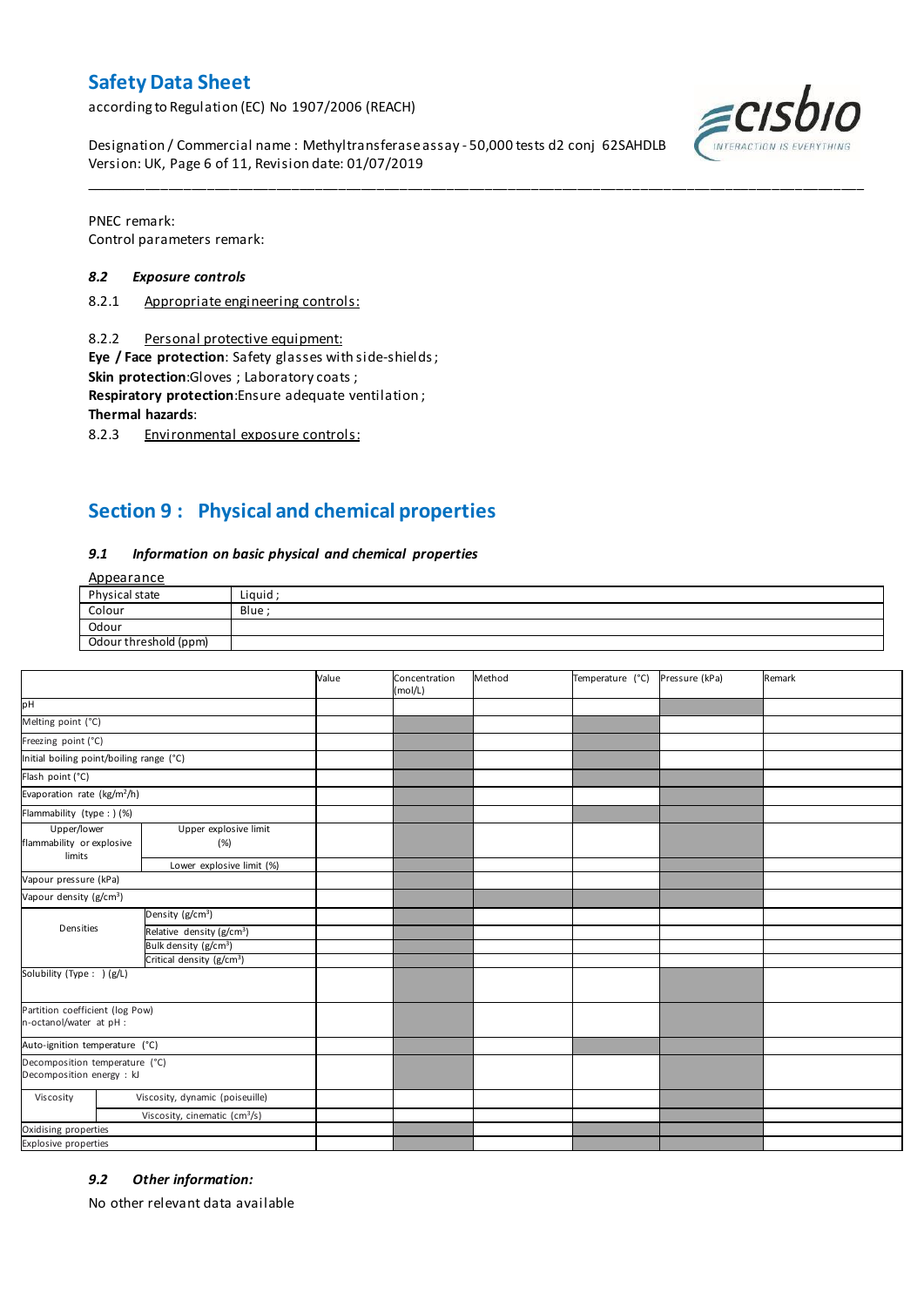PNEC remark:
Control parameters remark:

### 8.2 Exposure controls

8.2.1 Appropriate engineering controls:

8.2.2 Personal protective equipment:

**Eye / Face protection**: Safety glasses with side-shields ;
**Skin protection**:Gloves ; Laboratory coats ;
**Respiratory protection**:Ensure adequate ventilation ;
**Thermal hazards**:

8.2.3 Environmental exposure controls:

## Section 9 : Physical and chemical properties

### 9.1 Information on basic physical and chemical properties

Appearance

| Physical state | Liquid ; |
|---|---|
| Colour | Blue ; |
| Odour | |
| Odour threshold (ppm) | |

| | | Value | Concentration (mol/L) | Method | Temperature (°C) | Pressure (kPa) | Remark |
|---|---|---|---|---|---|---|---|
| pH | | | | | | | |
| Melting point (°C) | | | | | | | |
| Freezing point (°C) | | | | | | | |
| Initial boiling point/boiling range (°C) | | | | | | | |
| Flash point (°C) | | | | | | | |
| Evaporation rate ($kg/m^2/h$) | | | | | | | |
| Flammability (type : ) (%) | | | | | | | |
| Upper/lower flammability or explosive limits | Upper explosive limit (%) | | | | | | |
| | Lower explosive limit (%) | | | | | | |
| Vapour pressure (kPa) | | | | | | | |
| Vapour density ($g/cm^3$) | | | | | | | |
| Densities | Density ($g/cm^3$) | | | | | | |
| | Relative density ($g/cm^3$) | | | | | | |
| | Bulk density ($g/cm^3$) | | | | | | |
| | Critical density ($g/cm^3$) | | | | | | |
| Solubility (Type : ) (g/L) | | | | | | | |
| Partition coefficient (log Pow) n-octanol/water at pH : | | | | | | | |
| Auto-ignition temperature (°C) | | | | | | | |
| Decomposition temperature (°C) Decomposition energy : kJ | | | | | | | |
| Viscosity | Viscosity, dynamic (poiseuille) | | | | | | |
| | Viscosity, cinematic ($cm^3/s$) | | | | | | |
| Oxidising properties | | | | | | | |
| Explosive properties | | | | | | | |

### 9.2 Other information:

No other relevant data available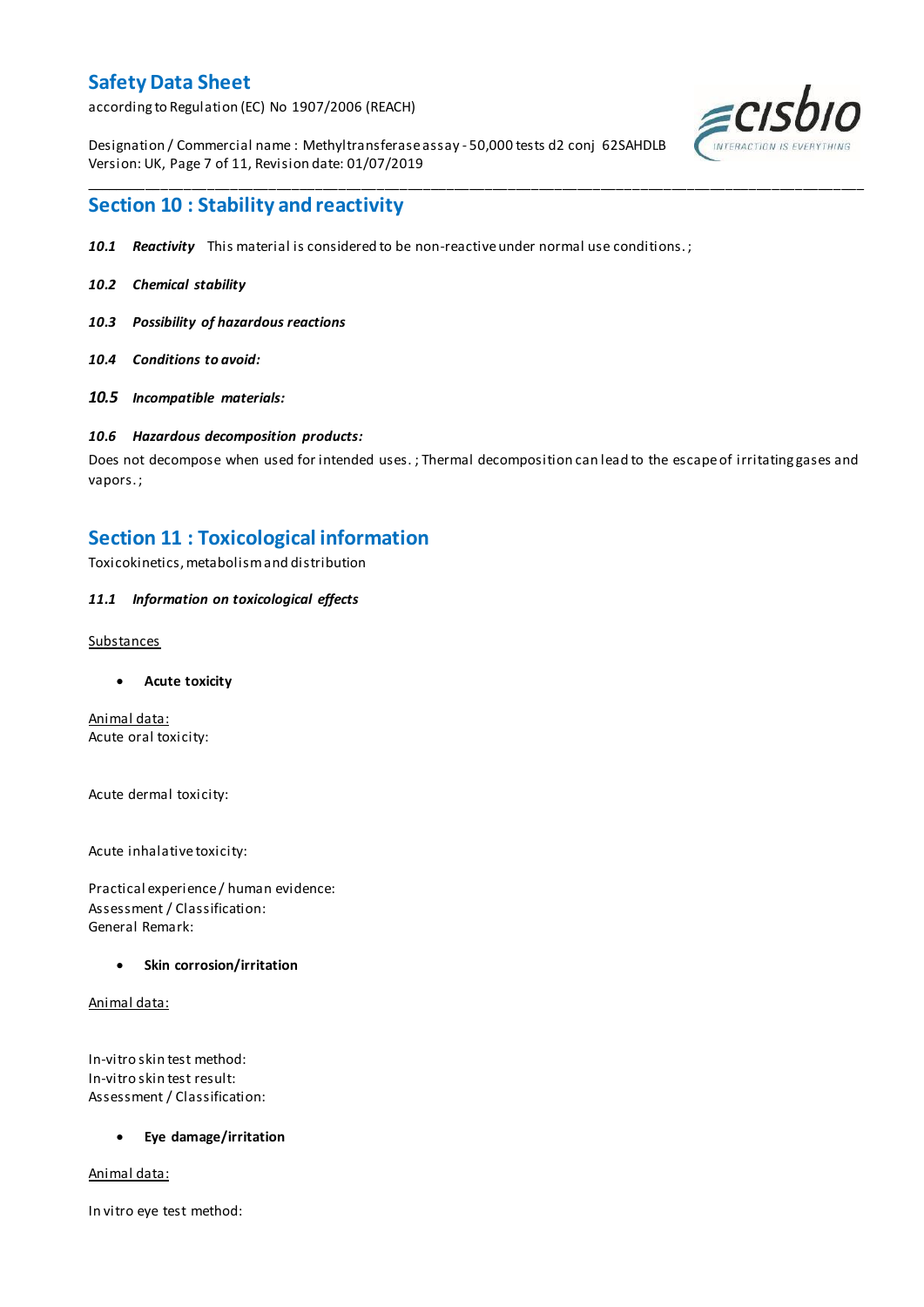## Section 10 : Stability and reactivity

***10.1 Reactivity*** This material is considered to be non-reactive under normal use conditions. ;

***10.2 Chemical stability***

***10.3 Possibility of hazardous reactions***

***10.4 Conditions to avoid:***

***10.5 Incompatible materials:***

***10.6 Hazardous decomposition products:***

Does not decompose when used for intended uses. ; Thermal decomposition can lead to the escape of irritating gases and vapors. ;

## Section 11 : Toxicological information

Toxicokinetics, metabolism and distribution

***11.1 Information on toxicological effects***

Substances

- **Acute toxicity**

Animal data:
Acute oral toxicity:

Acute dermal toxicity:

Acute inhalative toxicity:

Practical experience / human evidence:
Assessment / Classification:
General Remark:

- **Skin corrosion/irritation**

Animal data:

In-vitro skin test method:
In-vitro skin test result:
Assessment / Classification:

- **Eye damage/irritation**

Animal data:

In vitro eye test method: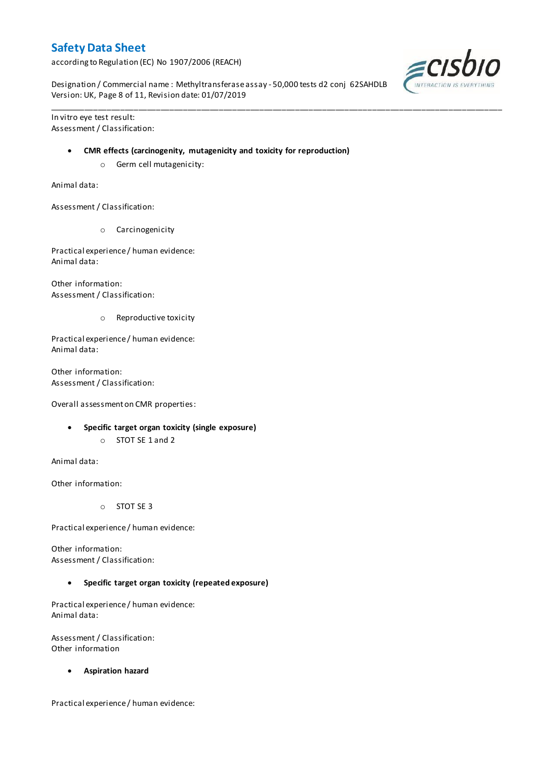In vitro eye test result:
Assessment / Classification:

- **CMR effects (carcinogenity, mutagenicity and toxicity for reproduction)**
  - Germ cell mutagenicity:

Animal data:

Assessment / Classification:

  - Carcinogenicity

Practical experience / human evidence:
Animal data:

Other information:
Assessment / Classification:

  - Reproductive toxicity

Practical experience / human evidence:
Animal data:

Other information:
Assessment / Classification:

Overall assessment on CMR properties:

- **Specific target organ toxicity (single exposure)**
  - STOT SE 1 and 2

Animal data:

Other information:

  - STOT SE 3

Practical experience / human evidence:

Other information:
Assessment / Classification:

- **Specific target organ toxicity (repeated exposure)**

Practical experience / human evidence:
Animal data:

Assessment / Classification:
Other information

- **Aspiration hazard**

Practical experience / human evidence: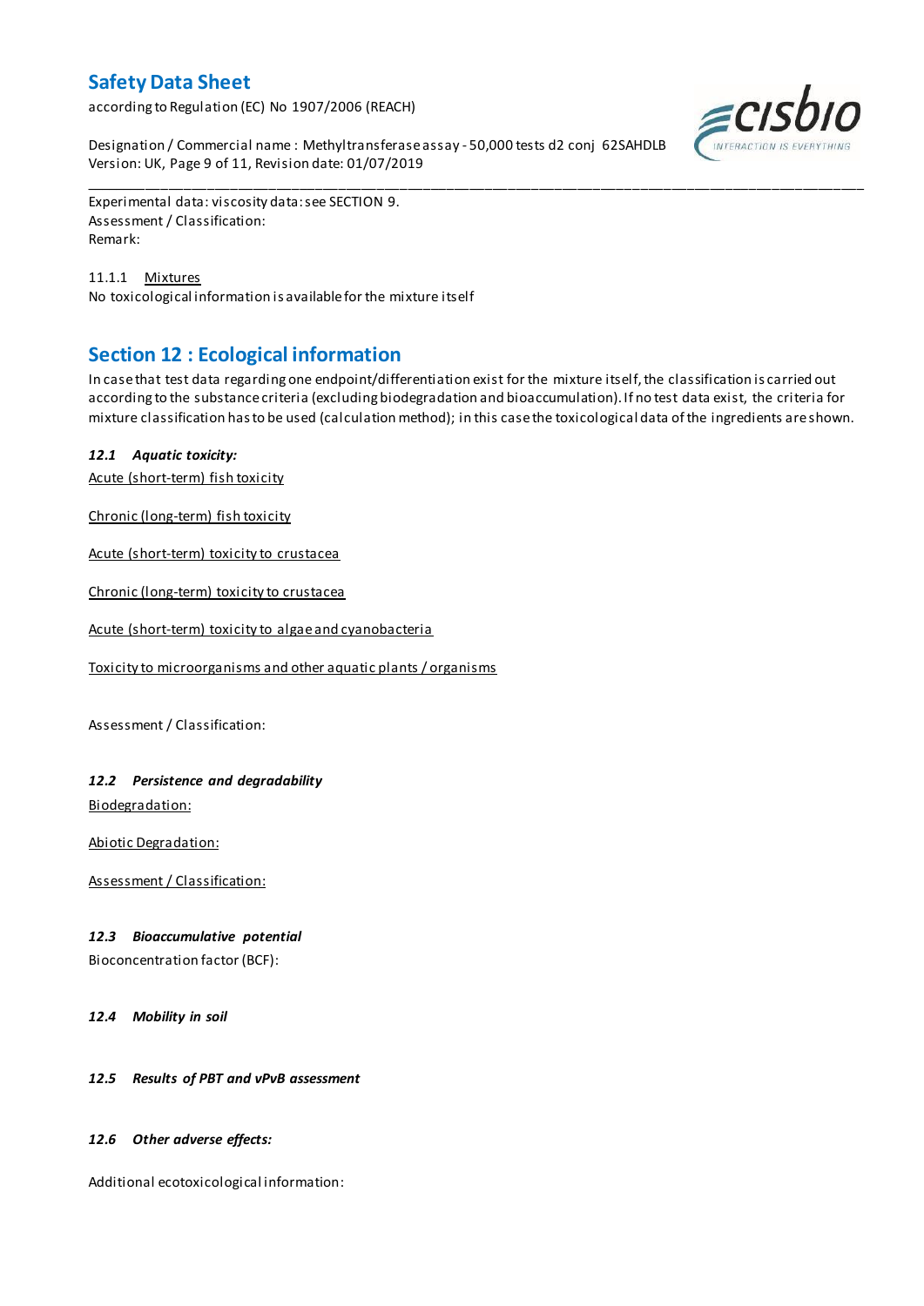Experimental data: viscosity data: see SECTION 9.
Assessment / Classification:
Remark:

11.1.1 Mixtures
No toxicological information is available for the mixture itself

## Section 12 : Ecological information

In case that test data regarding one endpoint/differentiation exist for the mixture itself, the classification is carried out according to the substance criteria (excluding biodegradation and bioaccumulation). If no test data exist, the criteria for mixture classification has to be used (calculation method); in this case the toxicological data of the ingredients are shown.

### *12.1 Aquatic toxicity:*

Acute (short-term) fish toxicity

Chronic (long-term) fish toxicity

Acute (short-term) toxicity to crustacea

Chronic (long-term) toxicity to crustacea

Acute (short-term) toxicity to algae and cyanobacteria

Toxicity to microorganisms and other aquatic plants / organisms

Assessment / Classification:

### *12.2 Persistence and degradability*

Biodegradation:

Abiotic Degradation:

Assessment / Classification:

### *12.3 Bioaccumulative potential*

Bioconcentration factor (BCF):

### *12.4 Mobility in soil*

### *12.5 Results of PBT and vPvB assessment*

### *12.6 Other adverse effects:*

Additional ecotoxicological information: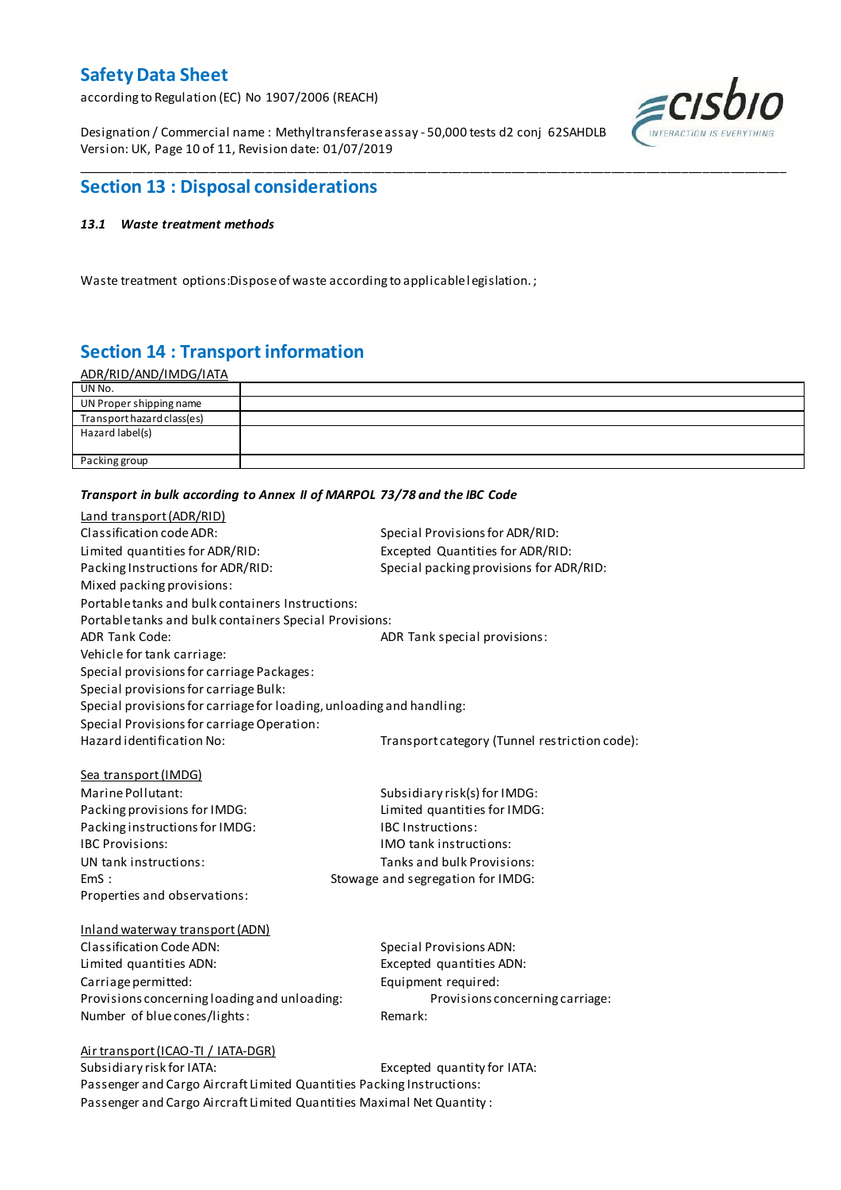## Section 13 : Disposal considerations

***13.1 Waste treatment methods***

Waste treatment options:Dispose of waste according to applicable legislation. ;

## Section 14 : Transport information

ADR/RID/AND/IMDG/IATA

| UN No. | |
|---|---|
| UN Proper shipping name | |
| Transport hazard class(es) | |
| Hazard label(s) | |
| Packing group | |

***Transport in bulk according to Annex II of MARPOL 73/78 and the IBC Code***

Land transport (ADR/RID)

Classification code ADR:

Special Provisions for ADR/RID:

Limited quantities for ADR/RID:

Excepted Quantities for ADR/RID:

Packing Instructions for ADR/RID:

Special packing provisions for ADR/RID:

Mixed packing provisions:

Portable tanks and bulk containers Instructions:

Portable tanks and bulk containers Special Provisions:

ADR Tank Code:

ADR Tank special provisions:

Vehicle for tank carriage:

Special provisions for carriage Packages:

Special provisions for carriage Bulk:

Special provisions for carriage for loading, unloading and handling:

Special Provisions for carriage Operation:

Hazard identification No:

Transport category (Tunnel restriction code):

Sea transport (IMDG)

Marine Pollutant:

Subsidiary risk(s) for IMDG:

Packing provisions for IMDG:

Limited quantities for IMDG:

Packing instructions for IMDG:

IBC Instructions:

IBC Provisions:

IMO tank instructions:

UN tank instructions:

Tanks and bulk Provisions:

EmS :

Stowage and segregation for IMDG:

Properties and observations:

Inland waterway transport (ADN)

Classification Code ADN:

Special Provisions ADN:

Limited quantities ADN:

Excepted quantities ADN:

Carriage permitted:

Equipment required:

Provisions concerning loading and unloading:

Provisions concerning carriage:

Number of blue cones/lights:

Remark:

Air transport (ICAO-TI / IATA-DGR)

Subsidiary risk for IATA:

Excepted quantity for IATA:

Passenger and Cargo Aircraft Limited Quantities Packing Instructions:

Passenger and Cargo Aircraft Limited Quantities Maximal Net Quantity :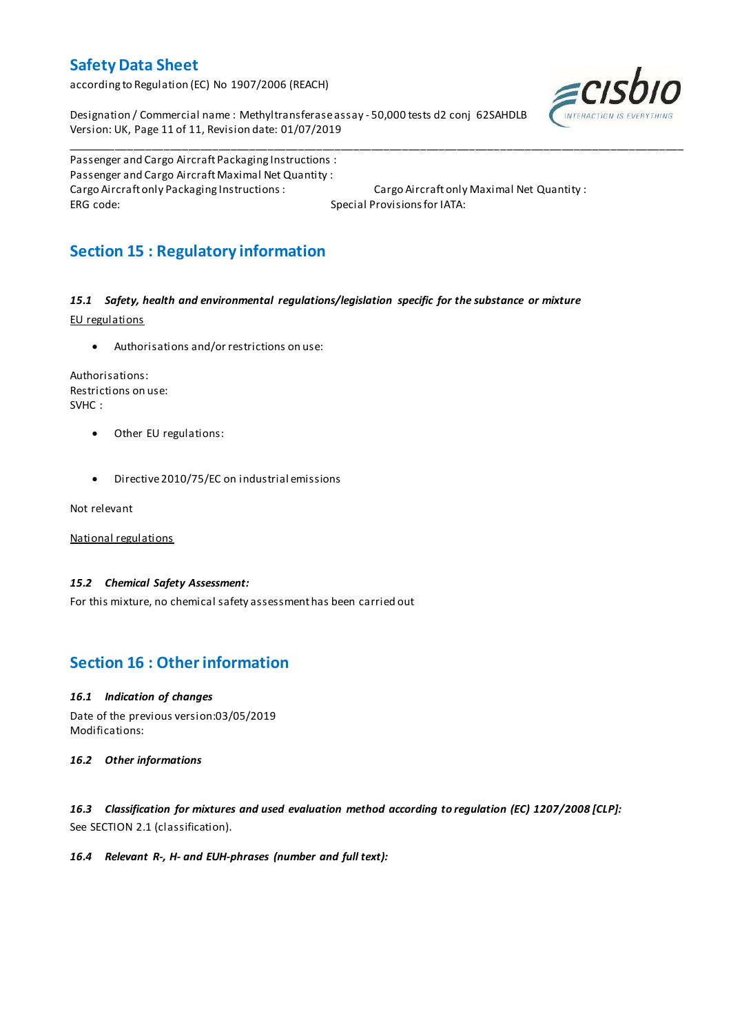Passenger and Cargo Aircraft Packaging Instructions :
Passenger and Cargo Aircraft Maximal Net Quantity :
Cargo Aircraft only Packaging Instructions : Cargo Aircraft only Maximal Net Quantity :
ERG code: Special Provisions for IATA:

## Section 15 : Regulatory information

#### *15.1 Safety, health and environmental regulations/legislation specific for the substance or mixture*

EU regulations

- Authorisations and/or restrictions on use:

Authorisations:
Restrictions on use:
SVHC :

- Other EU regulations:

- Directive 2010/75/EC on industrial emissions

Not relevant

National regulations

#### *15.2 Chemical Safety Assessment:*

For this mixture, no chemical safety assessment has been carried out

## Section 16 : Other information

#### *16.1 Indication of changes*

Date of the previous version:03/05/2019
Modifications:

#### *16.2 Other informations*

#### *16.3 Classification for mixtures and used evaluation method according to regulation (EC) 1207/2008 [CLP]:*

See SECTION 2.1 (classification).

#### *16.4 Relevant R-, H- and EUH-phrases (number and full text):*